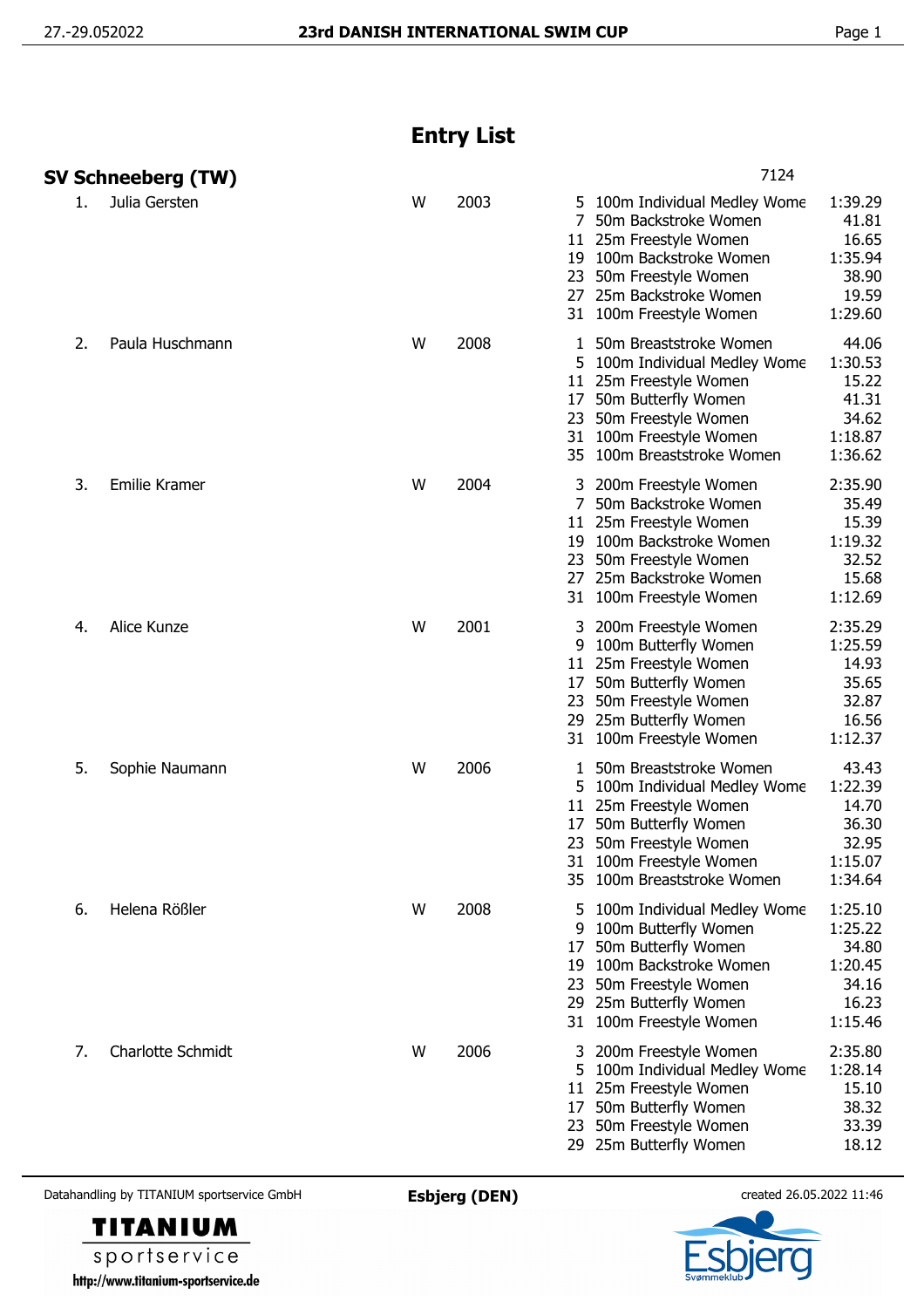# Entry List

## SV Schneeberg (TW)

7124

| No. | Name | Sex | Year | Event | Event Name | Time |
|---|---|---|---|---|---|---|
| 1. | Julia Gersten | W | 2003 | 5 | 100m Individual Medley Wome | 1:39.29 |
| | | | | 7 | 50m Backstroke Women | 41.81 |
| | | | | 11 | 25m Freestyle Women | 16.65 |
| | | | | 19 | 100m Backstroke Women | 1:35.94 |
| | | | | 23 | 50m Freestyle Women | 38.90 |
| | | | | 27 | 25m Backstroke Women | 19.59 |
| | | | | 31 | 100m Freestyle Women | 1:29.60 |
| 2. | Paula Huschmann | W | 2008 | 1 | 50m Breaststroke Women | 44.06 |
| | | | | 5 | 100m Individual Medley Wome | 1:30.53 |
| | | | | 11 | 25m Freestyle Women | 15.22 |
| | | | | 17 | 50m Butterfly Women | 41.31 |
| | | | | 23 | 50m Freestyle Women | 34.62 |
| | | | | 31 | 100m Freestyle Women | 1:18.87 |
| | | | | 35 | 100m Breaststroke Women | 1:36.62 |
| 3. | Emilie Kramer | W | 2004 | 3 | 200m Freestyle Women | 2:35.90 |
| | | | | 7 | 50m Backstroke Women | 35.49 |
| | | | | 11 | 25m Freestyle Women | 15.39 |
| | | | | 19 | 100m Backstroke Women | 1:19.32 |
| | | | | 23 | 50m Freestyle Women | 32.52 |
| | | | | 27 | 25m Backstroke Women | 15.68 |
| | | | | 31 | 100m Freestyle Women | 1:12.69 |
| 4. | Alice Kunze | W | 2001 | 3 | 200m Freestyle Women | 2:35.29 |
| | | | | 9 | 100m Butterfly Women | 1:25.59 |
| | | | | 11 | 25m Freestyle Women | 14.93 |
| | | | | 17 | 50m Butterfly Women | 35.65 |
| | | | | 23 | 50m Freestyle Women | 32.87 |
| | | | | 29 | 25m Butterfly Women | 16.56 |
| | | | | 31 | 100m Freestyle Women | 1:12.37 |
| 5. | Sophie Naumann | W | 2006 | 1 | 50m Breaststroke Women | 43.43 |
| | | | | 5 | 100m Individual Medley Wome | 1:22.39 |
| | | | | 11 | 25m Freestyle Women | 14.70 |
| | | | | 17 | 50m Butterfly Women | 36.30 |
| | | | | 23 | 50m Freestyle Women | 32.95 |
| | | | | 31 | 100m Freestyle Women | 1:15.07 |
| | | | | 35 | 100m Breaststroke Women | 1:34.64 |
| 6. | Helena Rößler | W | 2008 | 5 | 100m Individual Medley Wome | 1:25.10 |
| | | | | 9 | 100m Butterfly Women | 1:25.22 |
| | | | | 17 | 50m Butterfly Women | 34.80 |
| | | | | 19 | 100m Backstroke Women | 1:20.45 |
| | | | | 23 | 50m Freestyle Women | 34.16 |
| | | | | 29 | 25m Butterfly Women | 16.23 |
| | | | | 31 | 100m Freestyle Women | 1:15.46 |
| 7. | Charlotte Schmidt | W | 2006 | 3 | 200m Freestyle Women | 2:35.80 |
| | | | | 5 | 100m Individual Medley Wome | 1:28.14 |
| | | | | 11 | 25m Freestyle Women | 15.10 |
| | | | | 17 | 50m Butterfly Women | 38.32 |
| | | | | 23 | 50m Freestyle Women | 33.39 |
| | | | | 29 | 25m Butterfly Women | 18.12 |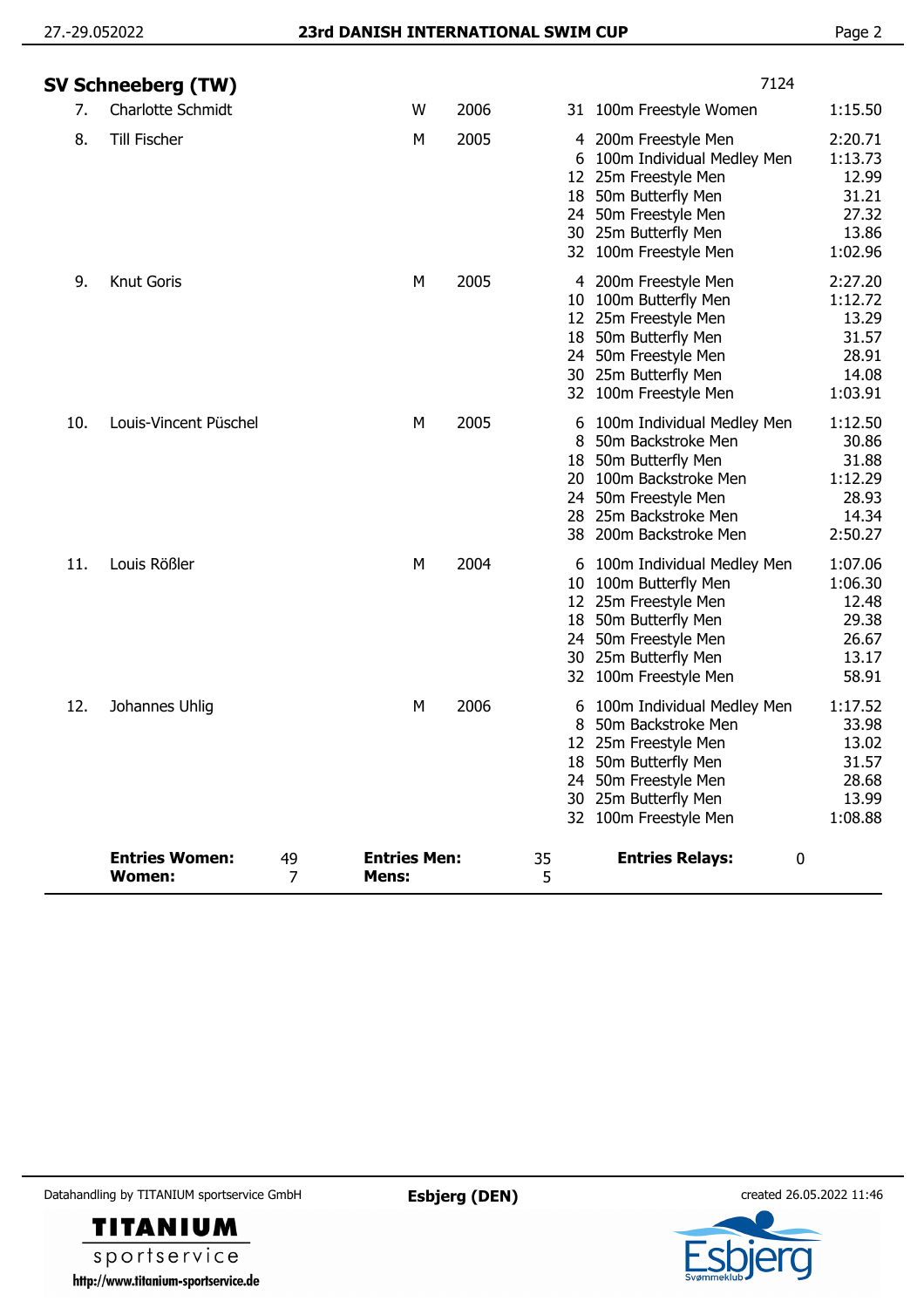## SV Schneeberg (TW)

7124

| | | | | | | |
|---|---|---|---|---|---|---|
| 7. | Charlotte Schmidt | W | 2006 | 31 | 100m Freestyle Women | 1:15.50 |
| 8. | Till Fischer | M | 2005 | 4 | 200m Freestyle Men | 2:20.71 |
| | | | | 6 | 100m Individual Medley Men | 1:13.73 |
| | | | | 12 | 25m Freestyle Men | 12.99 |
| | | | | 18 | 50m Butterfly Men | 31.21 |
| | | | | 24 | 50m Freestyle Men | 27.32 |
| | | | | 30 | 25m Butterfly Men | 13.86 |
| | | | | 32 | 100m Freestyle Men | 1:02.96 |
| 9. | Knut Goris | M | 2005 | 4 | 200m Freestyle Men | 2:27.20 |
| | | | | 10 | 100m Butterfly Men | 1:12.72 |
| | | | | 12 | 25m Freestyle Men | 13.29 |
| | | | | 18 | 50m Butterfly Men | 31.57 |
| | | | | 24 | 50m Freestyle Men | 28.91 |
| | | | | 30 | 25m Butterfly Men | 14.08 |
| | | | | 32 | 100m Freestyle Men | 1:03.91 |
| 10. | Louis-Vincent Püschel | M | 2005 | 6 | 100m Individual Medley Men | 1:12.50 |
| | | | | 8 | 50m Backstroke Men | 30.86 |
| | | | | 18 | 50m Butterfly Men | 31.88 |
| | | | | 20 | 100m Backstroke Men | 1:12.29 |
| | | | | 24 | 50m Freestyle Men | 28.93 |
| | | | | 28 | 25m Backstroke Men | 14.34 |
| | | | | 38 | 200m Backstroke Men | 2:50.27 |
| 11. | Louis Rößler | M | 2004 | 6 | 100m Individual Medley Men | 1:07.06 |
| | | | | 10 | 100m Butterfly Men | 1:06.30 |
| | | | | 12 | 25m Freestyle Men | 12.48 |
| | | | | 18 | 50m Butterfly Men | 29.38 |
| | | | | 24 | 50m Freestyle Men | 26.67 |
| | | | | 30 | 25m Butterfly Men | 13.17 |
| | | | | 32 | 100m Freestyle Men | 58.91 |
| 12. | Johannes Uhlig | M | 2006 | 6 | 100m Individual Medley Men | 1:17.52 |
| | | | | 8 | 50m Backstroke Men | 33.98 |
| | | | | 12 | 25m Freestyle Men | 13.02 |
| | | | | 18 | 50m Butterfly Men | 31.57 |
| | | | | 24 | 50m Freestyle Men | 28.68 |
| | | | | 30 | 25m Butterfly Men | 13.99 |
| | | | | 32 | 100m Freestyle Men | 1:08.88 |

| | | | | | |
|---|---|---|---|---|---|
| **Entries Women:** | 49 | **Entries Men:** | 35 | **Entries Relays:** | 0 |
| **Women:** | 7 | **Mens:** | 5 | | |